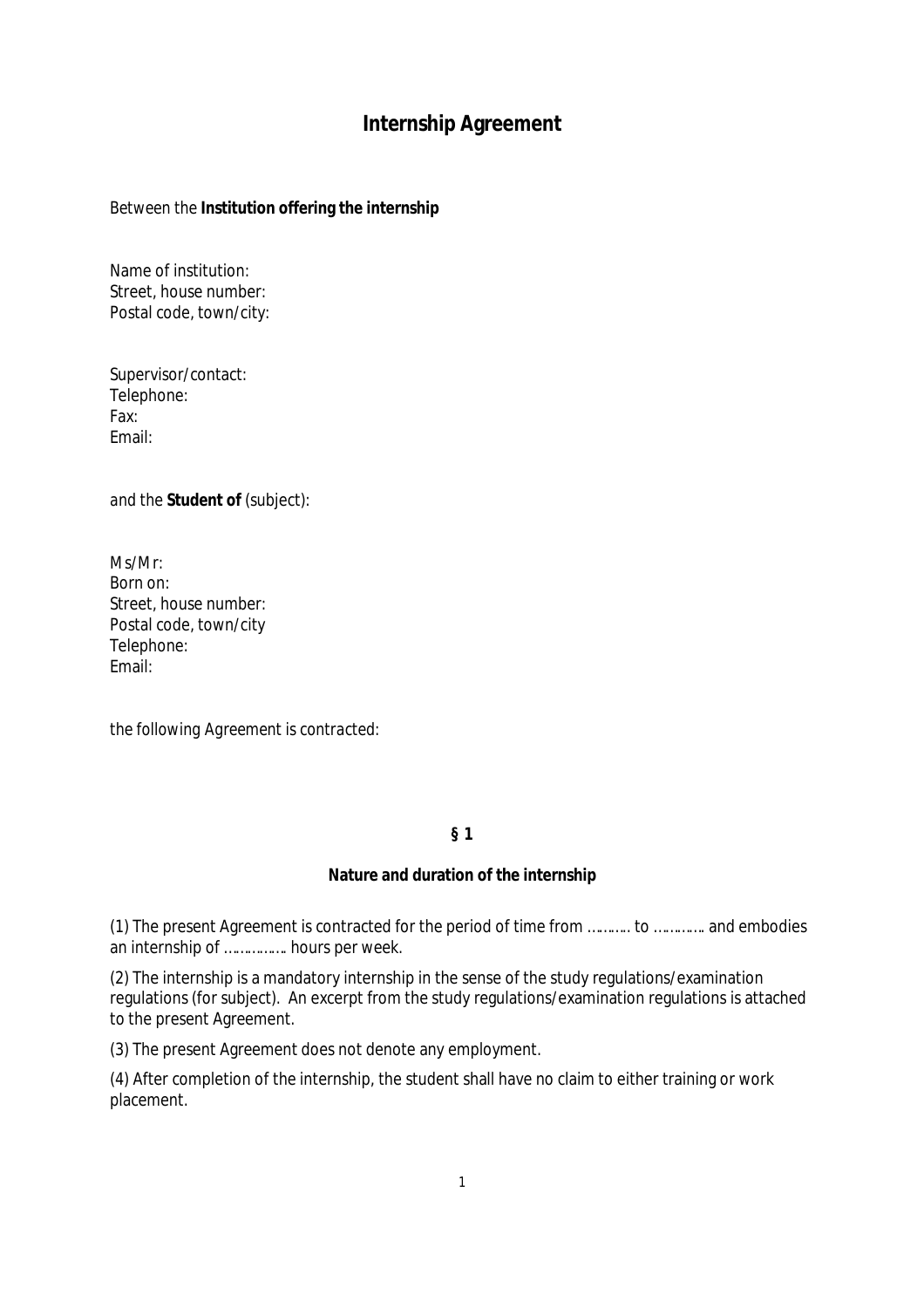# Internship Agreement

Between the **Institution offering the internship**

Name of institution:
Street, house number:
Postal code, town/city:

Supervisor/contact:
Telephone:
Fax:
Email:

and the **Student of** (subject):

Ms/Mr:
Born on:
Street, house number:
Postal code, town/city
Telephone:
Email:

the following Agreement is contracted:

## § 1

### Nature and duration of the internship

(1) The present Agreement is contracted for the period of time from ……….. to …………. and embodies an internship of ……………. hours per week.

(2) The internship is a mandatory internship in the sense of the study regulations/examination regulations (for subject). An excerpt from the study regulations/examination regulations is attached to the present Agreement.

(3) The present Agreement does not denote any employment.

(4) After completion of the internship, the student shall have no claim to either training or work placement.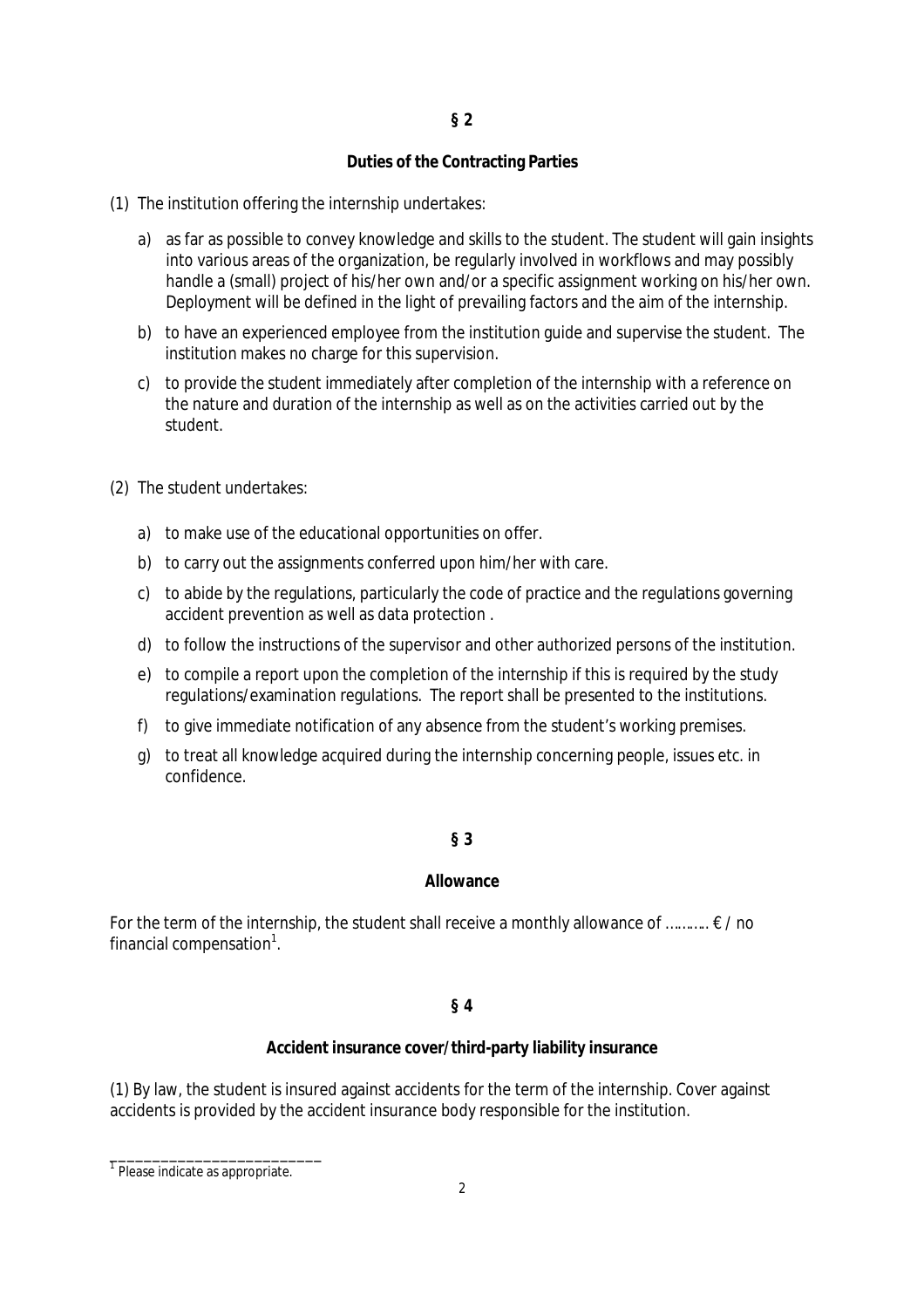## § 2

### Duties of the Contracting Parties

(1) The institution offering the internship undertakes:

a) as far as possible to convey knowledge and skills to the student. The student will gain insights into various areas of the organization, be regularly involved in workflows and may possibly handle a (small) project of his/her own and/or a specific assignment working on his/her own. Deployment will be defined in the light of prevailing factors and the aim of the internship.

b) to have an experienced employee from the institution guide and supervise the student. The institution makes no charge for this supervision.

c) to provide the student immediately after completion of the internship with a reference on the nature and duration of the internship as well as on the activities carried out by the student.

(2) The student undertakes:

a) to make use of the educational opportunities on offer.

b) to carry out the assignments conferred upon him/her with care.

c) to abide by the regulations, particularly the code of practice and the regulations governing accident prevention as well as data protection .

d) to follow the instructions of the supervisor and other authorized persons of the institution.

e) to compile a report upon the completion of the internship if this is required by the study regulations/examination regulations. The report shall be presented to the institutions.

f) to give immediate notification of any absence from the student's working premises.

g) to treat all knowledge acquired during the internship concerning people, issues etc. in confidence.

## § 3

### Allowance

For the term of the internship, the student shall receive a monthly allowance of ………. € / no financial compensation[1].

## § 4

### Accident insurance cover/third-party liability insurance

(1) By law, the student is insured against accidents for the term of the internship. Cover against accidents is provided by the accident insurance body responsible for the institution.

---

[1] Please indicate as appropriate.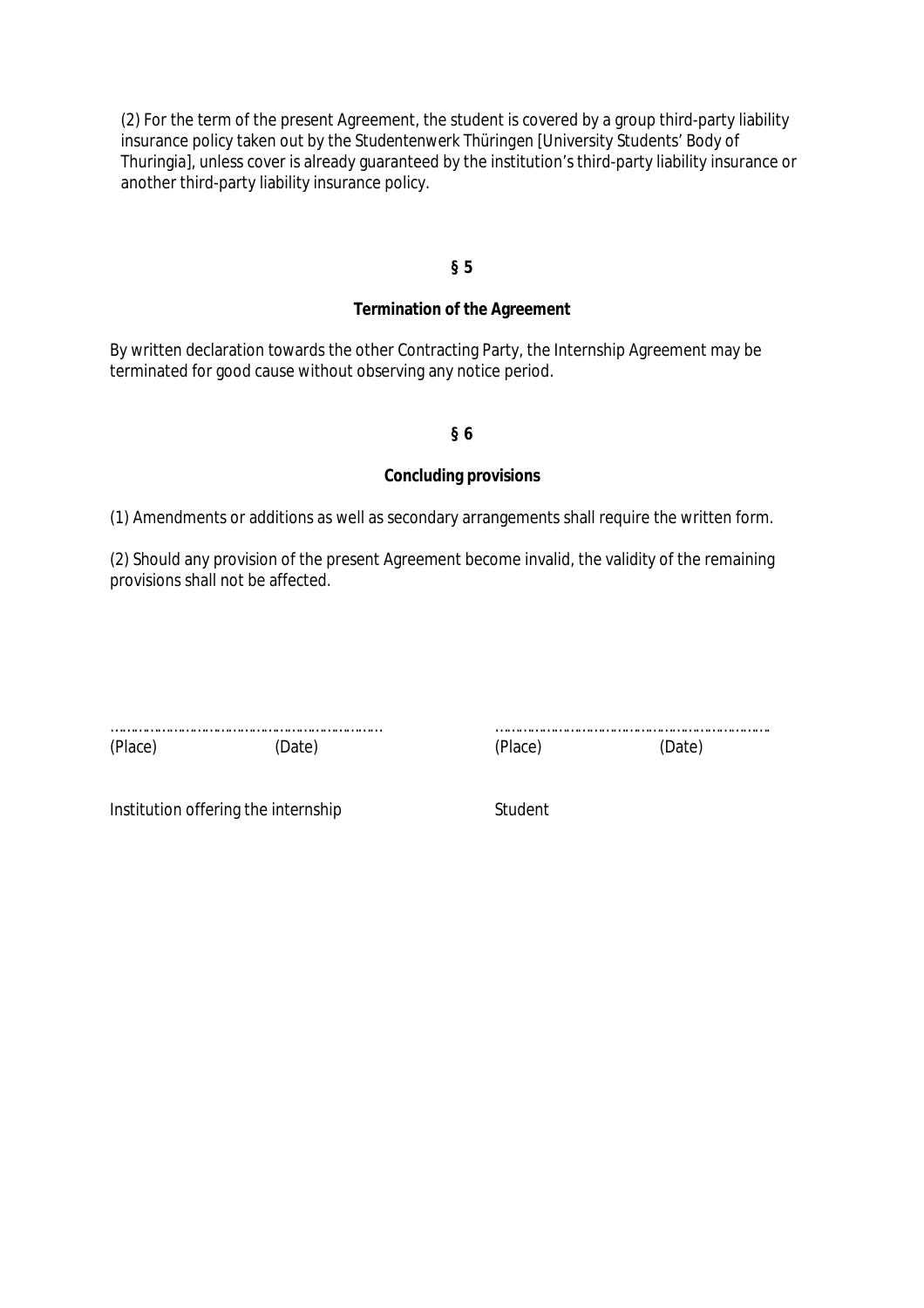(2) For the term of the present Agreement, the student is covered by a group third-party liability insurance policy taken out by the Studentenwerk Thüringen [University Students' Body of Thuringia], unless cover is already guaranteed by the institution's third-party liability insurance or another third-party liability insurance policy.

## § 5

## Termination of the Agreement

By written declaration towards the other Contracting Party, the Internship Agreement may be terminated for good cause without observing any notice period.

## § 6

## Concluding provisions

(1) Amendments or additions as well as secondary arrangements shall require the written form.

(2) Should any provision of the present Agreement become invalid, the validity of the remaining provisions shall not be affected.

| | |
|---|---|
| ………………………………………………………… | ………………………………………………………… |
| (Place) (Date) | (Place) (Date) |
| Institution offering the internship | Student |